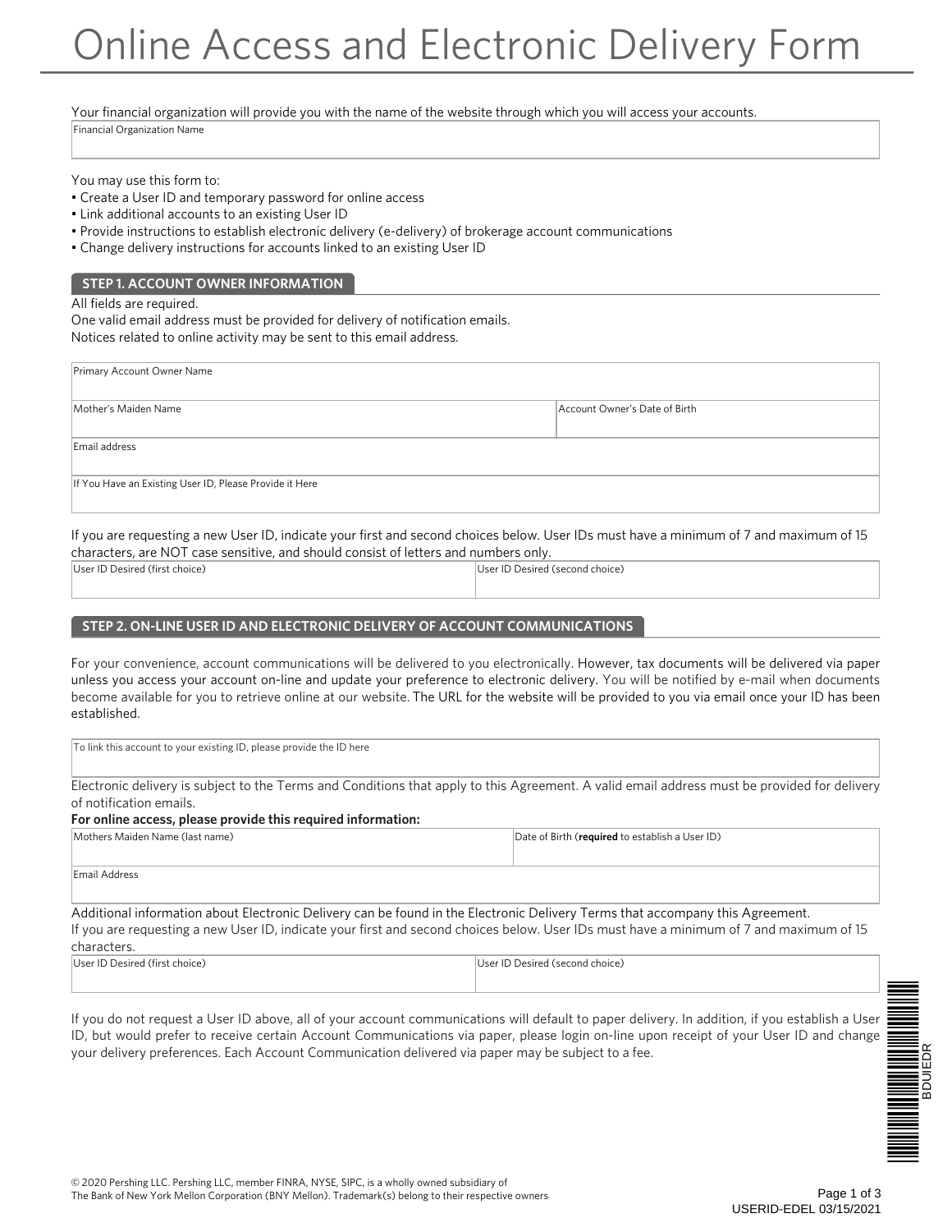# Online Access and Electronic Delivery Form

Your financial organization will provide you with the name of the website through which you will access your accounts.

| Financial Organization Name |
|---|
| |

You may use this form to:

- Create a User ID and temporary password for online access
- Link additional accounts to an existing User ID
- Provide instructions to establish electronic delivery (e-delivery) of brokerage account communications
- Change delivery instructions for accounts linked to an existing User ID

## STEP 1. ACCOUNT OWNER INFORMATION

All fields are required.
One valid email address must be provided for delivery of notification emails.
Notices related to online activity may be sent to this email address.

| | |
|---|---|
| Primary Account Owner Name | |
| Mother's Maiden Name | Account Owner's Date of Birth |
| Email address | |
| If You Have an Existing User ID, Please Provide it Here | |

If you are requesting a new User ID, indicate your first and second choices below. User IDs must have a minimum of 7 and maximum of 15 characters, are NOT case sensitive, and should consist of letters and numbers only.

| User ID Desired (first choice) | User ID Desired (second choice) |
|---|---|
| | |

## STEP 2. ON-LINE USER ID AND ELECTRONIC DELIVERY OF ACCOUNT COMMUNICATIONS

For your convenience, account communications will be delivered to you electronically. However, tax documents will be delivered via paper unless you access your account on-line and update your preference to electronic delivery. You will be notified by e-mail when documents become available for you to retrieve online at our website. The URL for the website will be provided to you via email once your ID has been established.

| To link this account to your existing ID, please provide the ID here |
|---|
| |

Electronic delivery is subject to the Terms and Conditions that apply to this Agreement. A valid email address must be provided for delivery of notification emails.

**For online access, please provide this required information:**

| | |
|---|---|
| Mothers Maiden Name (last name) | Date of Birth (**required** to establish a User ID) |
| Email Address | |

Additional information about Electronic Delivery can be found in the Electronic Delivery Terms that accompany this Agreement.
If you are requesting a new User ID, indicate your first and second choices below. User IDs must have a minimum of 7 and maximum of 15 characters.

| User ID Desired (first choice) | User ID Desired (second choice) |
|---|---|
| | |

If you do not request a User ID above, all of your account communications will default to paper delivery. In addition, if you establish a User ID, but would prefer to receive certain Account Communications via paper, please login on-line upon receipt of your User ID and change your delivery preferences. Each Account Communication delivered via paper may be subject to a fee.

BDUIEDR

© 2020 Pershing LLC. Pershing LLC, member FINRA, NYSE, SIPC, is a wholly owned subsidiary of The Bank of New York Mellon Corporation (BNY Mellon). Trademark(s) belong to their respective owners

USERID-EDEL 03/15/2021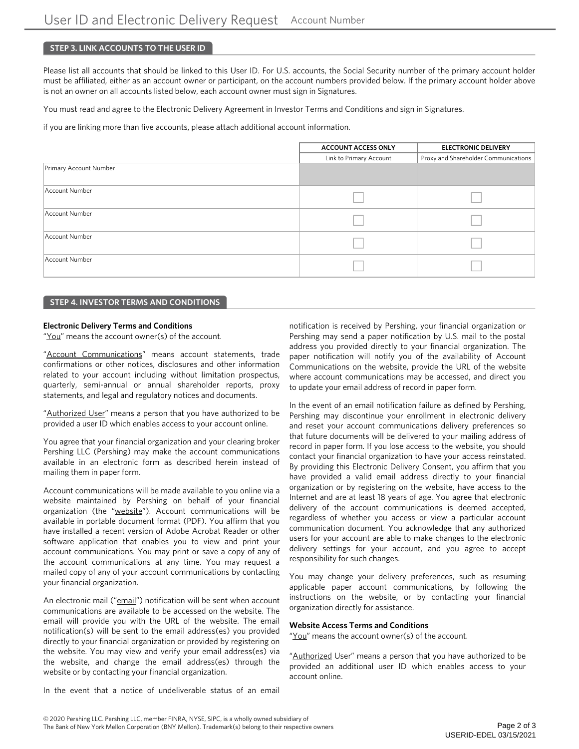## STEP 3. LINK ACCOUNTS TO THE USER ID

Please list all accounts that should be linked to this User ID. For U.S. accounts, the Social Security number of the primary account holder must be affiliated, either as an account owner or participant, on the account numbers provided below. If the primary account holder above is not an owner on all accounts listed below, each account owner must sign in Signatures.

You must read and agree to the Electronic Delivery Agreement in Investor Terms and Conditions and sign in Signatures.

if you are linking more than five accounts, please attach additional account information.

| | ACCOUNT ACCESS ONLY | ELECTRONIC DELIVERY |
|---|---|---|
| | Link to Primary Account | Proxy and Shareholder Communications |
| Primary Account Number | | |
| Account Number | ☐ | ☐ |
| Account Number | ☐ | ☐ |
| Account Number | ☐ | ☐ |
| Account Number | ☐ | ☐ |

## STEP 4. INVESTOR TERMS AND CONDITIONS

**Electronic Delivery Terms and Conditions**

"You" means the account owner(s) of the account.

"Account Communications" means account statements, trade confirmations or other notices, disclosures and other information related to your account including without limitation prospectus, quarterly, semi-annual or annual shareholder reports, proxy statements, and legal and regulatory notices and documents.

"Authorized User" means a person that you have authorized to be provided a user ID which enables access to your account online.

You agree that your financial organization and your clearing broker Pershing LLC (Pershing) may make the account communications available in an electronic form as described herein instead of mailing them in paper form.

Account communications will be made available to you online via a website maintained by Pershing on behalf of your financial organization (the "website"). Account communications will be available in portable document format (PDF). You affirm that you have installed a recent version of Adobe Acrobat Reader or other software application that enables you to view and print your account communications. You may print or save a copy of any of the account communications at any time. You may request a mailed copy of any of your account communications by contacting your financial organization.

An electronic mail ("email") notification will be sent when account communications are available to be accessed on the website. The email will provide you with the URL of the website. The email notification(s) will be sent to the email address(es) you provided directly to your financial organization or provided by registering on the website. You may view and verify your email address(es) via the website, and change the email address(es) through the website or by contacting your financial organization.

In the event that a notice of undeliverable status of an email notification is received by Pershing, your financial organization or Pershing may send a paper notification by U.S. mail to the postal address you provided directly to your financial organization. The paper notification will notify you of the availability of Account Communications on the website, provide the URL of the website where account communications may be accessed, and direct you to update your email address of record in paper form.

In the event of an email notification failure as defined by Pershing, Pershing may discontinue your enrollment in electronic delivery and reset your account communications delivery preferences so that future documents will be delivered to your mailing address of record in paper form. If you lose access to the website, you should contact your financial organization to have your access reinstated. By providing this Electronic Delivery Consent, you affirm that you have provided a valid email address directly to your financial organization or by registering on the website, have access to the Internet and are at least 18 years of age. You agree that electronic delivery of the account communications is deemed accepted, regardless of whether you access or view a particular account communication document. You acknowledge that any authorized users for your account are able to make changes to the electronic delivery settings for your account, and you agree to accept responsibility for such changes.

You may change your delivery preferences, such as resuming applicable paper account communications, by following the instructions on the website, or by contacting your financial organization directly for assistance.

**Website Access Terms and Conditions**

"You" means the account owner(s) of the account.

"Authorized User" means a person that you have authorized to be provided an additional user ID which enables access to your account online.

© 2020 Pershing LLC. Pershing LLC, member FINRA, NYSE, SIPC, is a wholly owned subsidiary of The Bank of New York Mellon Corporation (BNY Mellon). Trademark(s) belong to their respective owners

USERID-EDEL 03/15/2021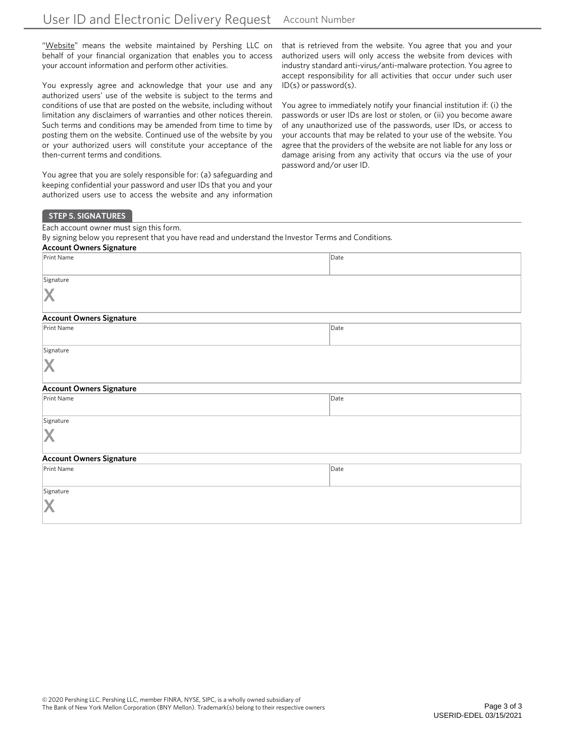"Website" means the website maintained by Pershing LLC on behalf of your financial organization that enables you to access your account information and perform other activities.

You expressly agree and acknowledge that your use and any authorized users' use of the website is subject to the terms and conditions of use that are posted on the website, including without limitation any disclaimers of warranties and other notices therein. Such terms and conditions may be amended from time to time by posting them on the website. Continued use of the website by you or your authorized users will constitute your acceptance of the then-current terms and conditions.

You agree that you are solely responsible for: (a) safeguarding and keeping confidential your password and user IDs that you and your authorized users use to access the website and any information that is retrieved from the website. You agree that you and your authorized users will only access the website from devices with industry standard anti-virus/anti-malware protection. You agree to accept responsibility for all activities that occur under such user ID(s) or password(s).

You agree to immediately notify your financial institution if: (i) the passwords or user IDs are lost or stolen, or (ii) you become aware of any unauthorized use of the passwords, user IDs, or access to your accounts that may be related to your use of the website. You agree that the providers of the website are not liable for any loss or damage arising from any activity that occurs via the use of your password and/or user ID.

## STEP 5. SIGNATURES

Each account owner must sign this form.

By signing below you represent that you have read and understand the Investor Terms and Conditions.

**Account Owners Signature**

| Print Name | Date |
|---|---|
| Signature<br>X | |

**Account Owners Signature**

| Print Name | Date |
|---|---|
| Signature<br>X | |

**Account Owners Signature**

| Print Name | Date |
|---|---|
| Signature<br>X | |

**Account Owners Signature**

| Print Name | Date |
|---|---|
| Signature<br>X | |

© 2020 Pershing LLC. Pershing LLC, member FINRA, NYSE, SIPC, is a wholly owned subsidiary of The Bank of New York Mellon Corporation (BNY Mellon). Trademark(s) belong to their respective owners

USERID-EDEL 03/15/2021